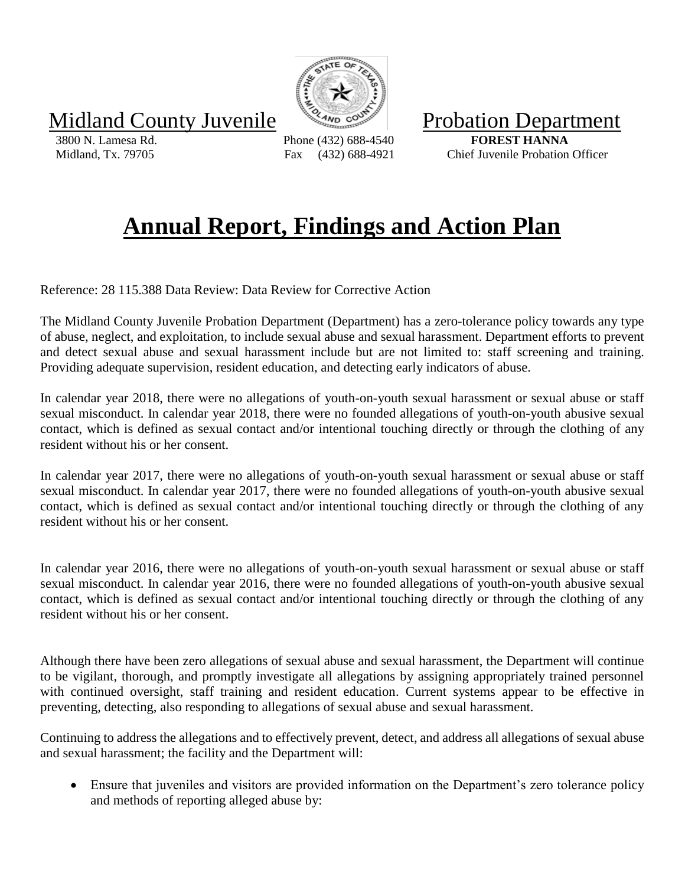Midland County Juvenile Probation Department

3800 N. Lamesa Rd.
Midland, Tx. 79705

Phone (432) 688-4540
Fax (432) 688-4921

**FOREST HANNA**
Chief Juvenile Probation Officer

# Annual Report, Findings and Action Plan

Reference: 28 115.388 Data Review: Data Review for Corrective Action

The Midland County Juvenile Probation Department (Department) has a zero-tolerance policy towards any type of abuse, neglect, and exploitation, to include sexual abuse and sexual harassment. Department efforts to prevent and detect sexual abuse and sexual harassment include but are not limited to: staff screening and training. Providing adequate supervision, resident education, and detecting early indicators of abuse.

In calendar year 2018, there were no allegations of youth-on-youth sexual harassment or sexual abuse or staff sexual misconduct. In calendar year 2018, there were no founded allegations of youth-on-youth abusive sexual contact, which is defined as sexual contact and/or intentional touching directly or through the clothing of any resident without his or her consent.

In calendar year 2017, there were no allegations of youth-on-youth sexual harassment or sexual abuse or staff sexual misconduct. In calendar year 2017, there were no founded allegations of youth-on-youth abusive sexual contact, which is defined as sexual contact and/or intentional touching directly or through the clothing of any resident without his or her consent.

In calendar year 2016, there were no allegations of youth-on-youth sexual harassment or sexual abuse or staff sexual misconduct. In calendar year 2016, there were no founded allegations of youth-on-youth abusive sexual contact, which is defined as sexual contact and/or intentional touching directly or through the clothing of any resident without his or her consent.

Although there have been zero allegations of sexual abuse and sexual harassment, the Department will continue to be vigilant, thorough, and promptly investigate all allegations by assigning appropriately trained personnel with continued oversight, staff training and resident education. Current systems appear to be effective in preventing, detecting, also responding to allegations of sexual abuse and sexual harassment.

Continuing to address the allegations and to effectively prevent, detect, and address all allegations of sexual abuse and sexual harassment; the facility and the Department will:

- Ensure that juveniles and visitors are provided information on the Department's zero tolerance policy and methods of reporting alleged abuse by: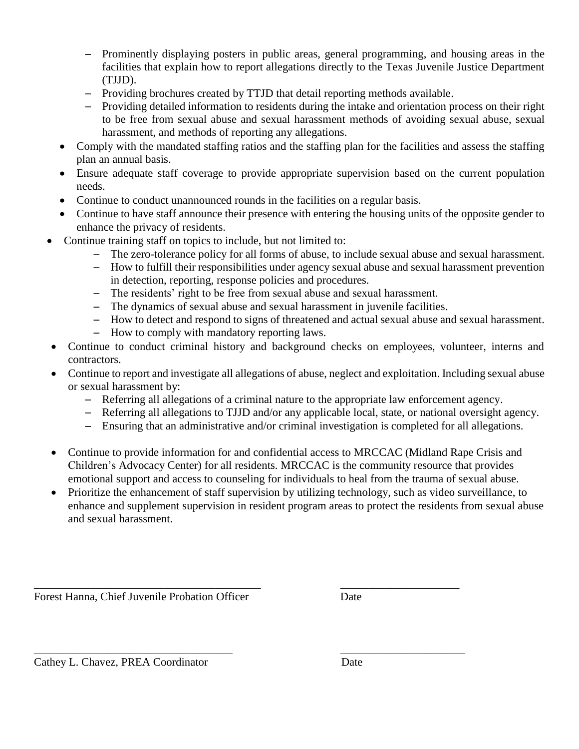- Prominently displaying posters in public areas, general programming, and housing areas in the facilities that explain how to report allegations directly to the Texas Juvenile Justice Department (TJJD).
  - Providing brochures created by TTJD that detail reporting methods available.
  - Providing detailed information to residents during the intake and orientation process on their right to be free from sexual abuse and sexual harassment methods of avoiding sexual abuse, sexual harassment, and methods of reporting any allegations.
- Comply with the mandated staffing ratios and the staffing plan for the facilities and assess the staffing plan an annual basis.
- Ensure adequate staff coverage to provide appropriate supervision based on the current population needs.
- Continue to conduct unannounced rounds in the facilities on a regular basis.
- Continue to have staff announce their presence with entering the housing units of the opposite gender to enhance the privacy of residents.
- Continue training staff on topics to include, but not limited to:
  - The zero-tolerance policy for all forms of abuse, to include sexual abuse and sexual harassment.
  - How to fulfill their responsibilities under agency sexual abuse and sexual harassment prevention in detection, reporting, response policies and procedures.
  - The residents' right to be free from sexual abuse and sexual harassment.
  - The dynamics of sexual abuse and sexual harassment in juvenile facilities.
  - How to detect and respond to signs of threatened and actual sexual abuse and sexual harassment.
  - How to comply with mandatory reporting laws.
- Continue to conduct criminal history and background checks on employees, volunteer, interns and contractors.
- Continue to report and investigate all allegations of abuse, neglect and exploitation. Including sexual abuse or sexual harassment by:
  - Referring all allegations of a criminal nature to the appropriate law enforcement agency.
  - Referring all allegations to TJJD and/or any applicable local, state, or national oversight agency.
  - Ensuring that an administrative and/or criminal investigation is completed for all allegations.
- Continue to provide information for and confidential access to MRCCAC (Midland Rape Crisis and Children's Advocacy Center) for all residents. MRCCAC is the community resource that provides emotional support and access to counseling for individuals to heal from the trauma of sexual abuse.
- Prioritize the enhancement of staff supervision by utilizing technology, such as video surveillance, to enhance and supplement supervision in resident program areas to protect the residents from sexual abuse and sexual harassment.

_________________________________________ _____________________

Forest Hanna, Chief Juvenile Probation Officer Date

____________________________________ ______________________

Cathey L. Chavez, PREA Coordinator Date